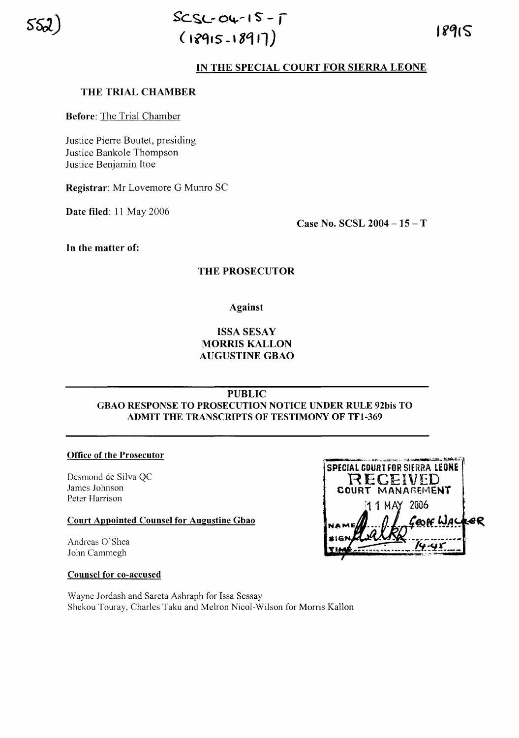552)

SCSL-04-15-T
(18915-18917)

18915

## IN THE SPECIAL COURT FOR SIERRA LEONE

**THE TRIAL CHAMBER**

**Before**: The Trial Chamber

Justice Pierre Boutet, presiding
Justice Bankole Thompson
Justice Benjamin Itoe

**Registrar**: Mr Lovemore G Munro SC

**Date filed**: 11 May 2006

**Case No. SCSL 2004 – 15 – T**

**In the matter of:**

**THE PROSECUTOR**

**Against**

**ISSA SESAY**
**MORRIS KALLON**
**AUGUSTINE GBAO**

---

**PUBLIC**
**GBAO RESPONSE TO PROSECUTION NOTICE UNDER RULE 92bis TO ADMIT THE TRANSCRIPTS OF TESTIMONY OF TF1-369**

---

**Office of the Prosecutor**

Desmond de Silva QC
James Johnson
Peter Harrison

**Court Appointed Counsel for Augustine Gbao**

Andreas O'Shea
John Cammegh

**Counsel for co-accused**

Wayne Jordash and Sareta Ashraph for Issa Sessay
Shekou Touray, Charles Taku and Melron Nicol-Wilson for Morris Kallon

SPECIAL COURT FOR SIERRA LEONE
RECEIVED
COURT MANAGEMENT
11 MAY 2006
NAME Geoff Walker
SIGN
TIME 14:45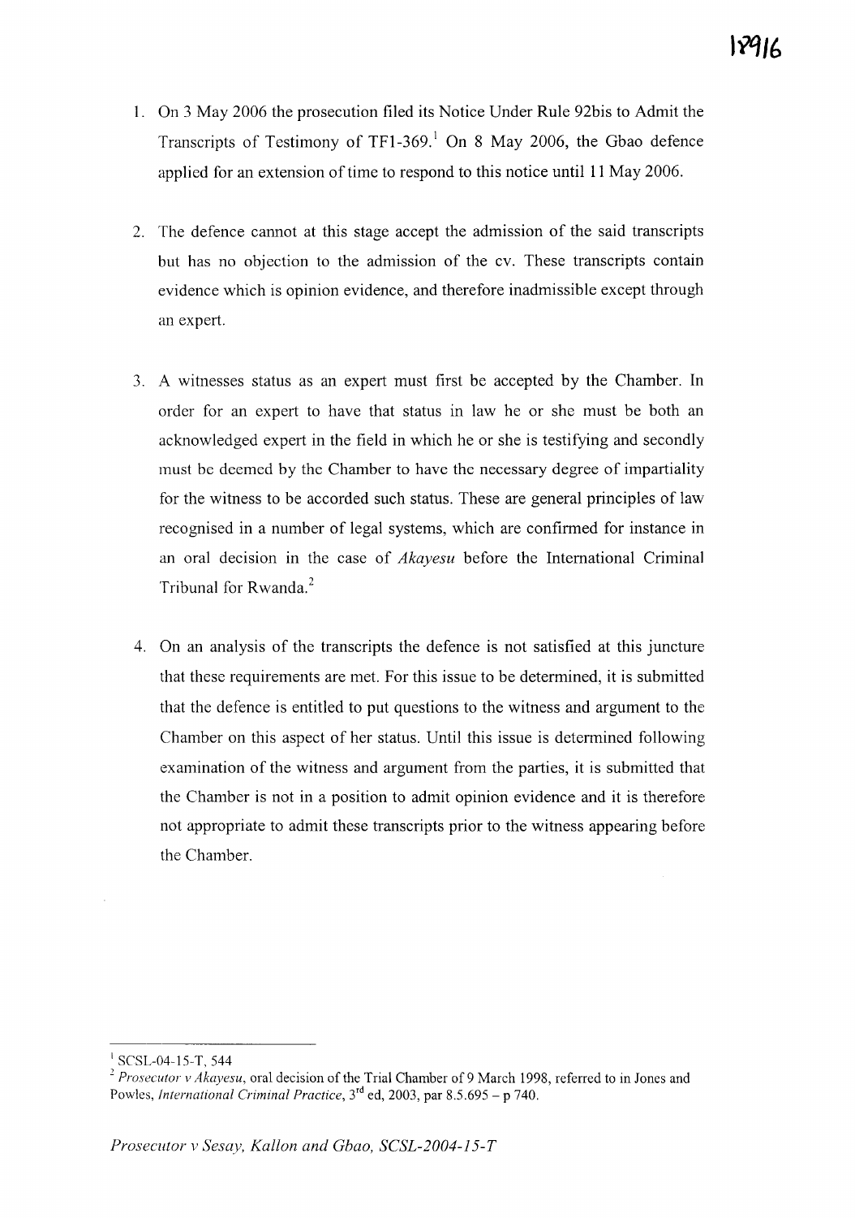1. On 3 May 2006 the prosecution filed its Notice Under Rule 92bis to Admit the Transcripts of Testimony of TF1-369.[1] On 8 May 2006, the Gbao defence applied for an extension of time to respond to this notice until 11 May 2006.

2. The defence cannot at this stage accept the admission of the said transcripts but has no objection to the admission of the cv. These transcripts contain evidence which is opinion evidence, and therefore inadmissible except through an expert.

3. A witnesses status as an expert must first be accepted by the Chamber. In order for an expert to have that status in law he or she must be both an acknowledged expert in the field in which he or she is testifying and secondly must be deemed by the Chamber to have the necessary degree of impartiality for the witness to be accorded such status. These are general principles of law recognised in a number of legal systems, which are confirmed for instance in an oral decision in the case of *Akayesu* before the International Criminal Tribunal for Rwanda.[2]

4. On an analysis of the transcripts the defence is not satisfied at this juncture that these requirements are met. For this issue to be determined, it is submitted that the defence is entitled to put questions to the witness and argument to the Chamber on this aspect of her status. Until this issue is determined following examination of the witness and argument from the parties, it is submitted that the Chamber is not in a position to admit opinion evidence and it is therefore not appropriate to admit these transcripts prior to the witness appearing before the Chamber.

---

[1] SCSL-04-15-T, 544

[2] *Prosecutor v Akayesu*, oral decision of the Trial Chamber of 9 March 1998, referred to in Jones and Powles, *International Criminal Practice*, 3rd ed, 2003, par 8.5.695 – p 740.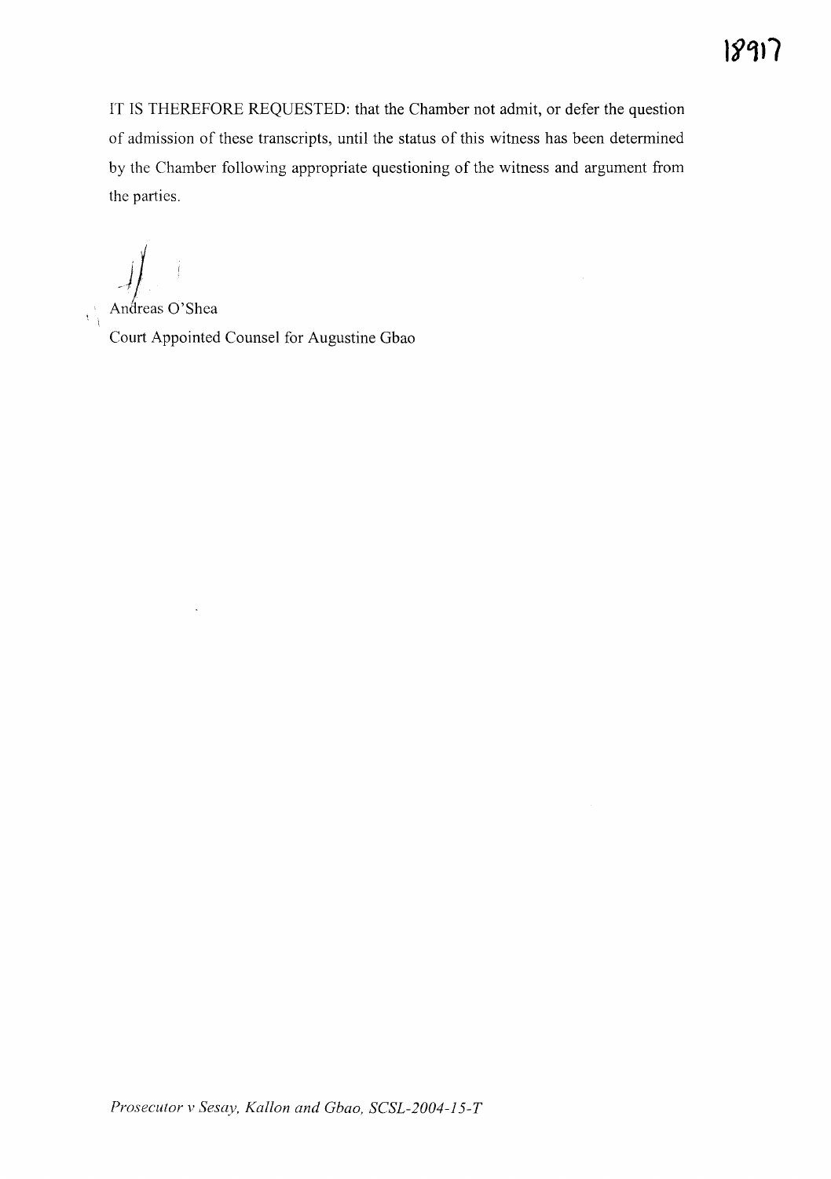IT IS THEREFORE REQUESTED: that the Chamber not admit, or defer the question of admission of these transcripts, until the status of this witness has been determined by the Chamber following appropriate questioning of the witness and argument from the parties.

Andreas O'Shea

Court Appointed Counsel for Augustine Gbao